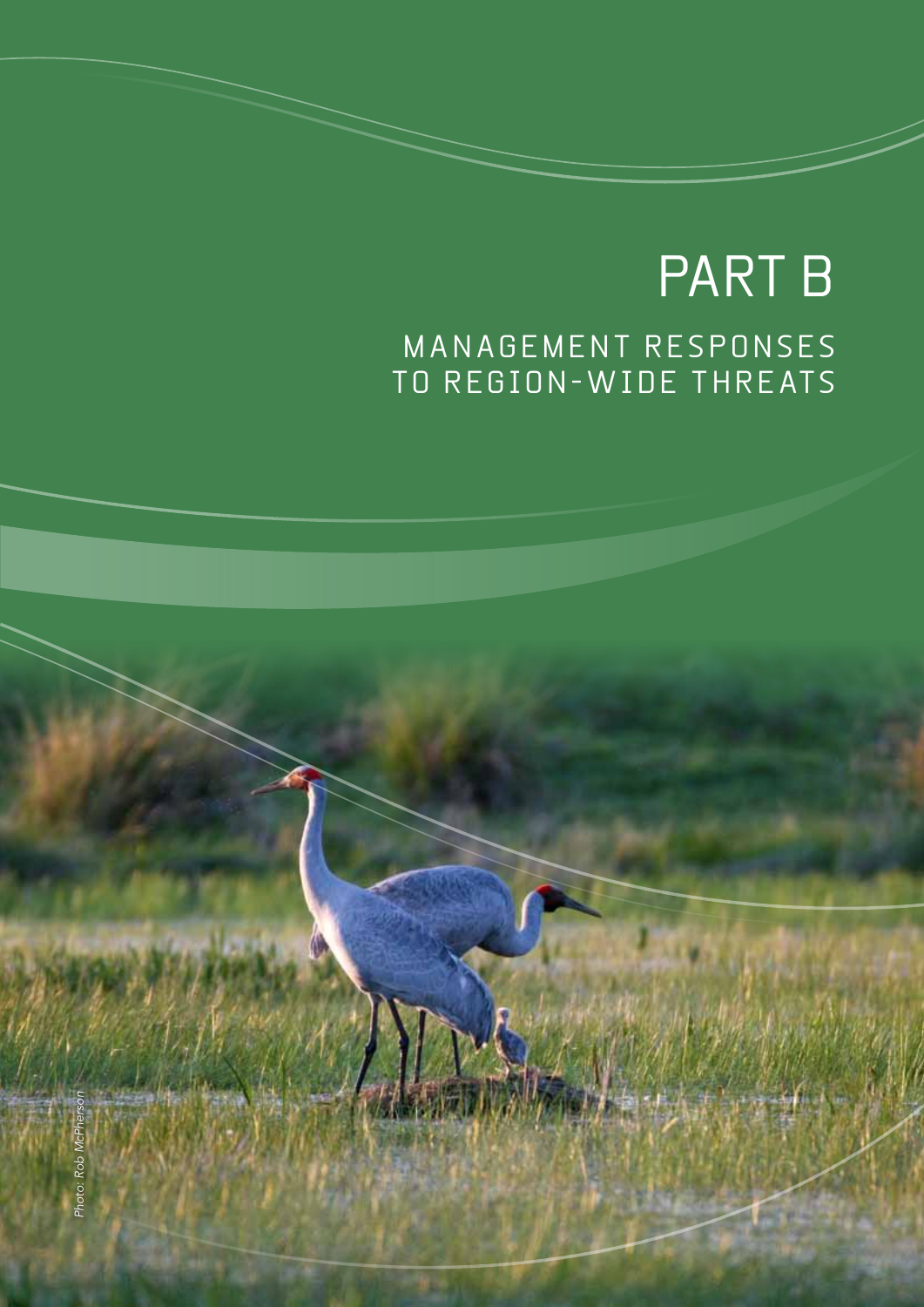# PART B

## MANAGEMENT RESPONSES TO REGION-WIDE THREATS

*Photo: Rob McPherson*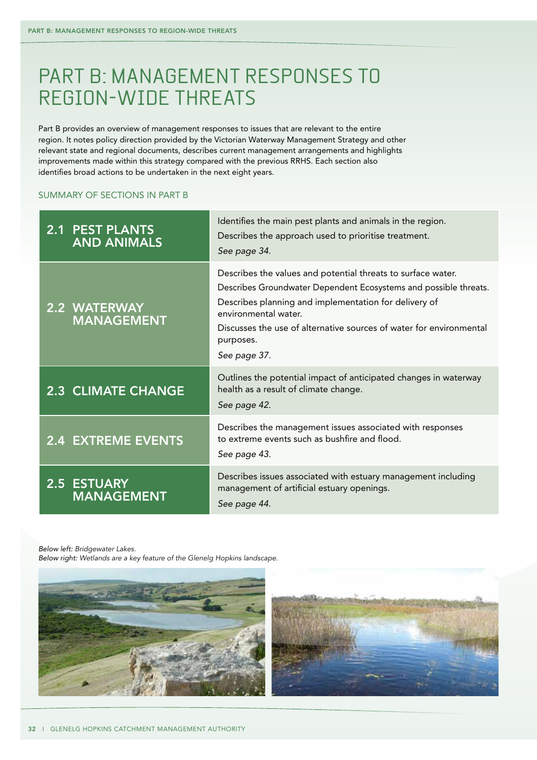# PART B: MANAGEMENT RESPONSES TO REGION-WIDE THREATS

Part B provides an overview of management responses to issues that are relevant to the entire region. It notes policy direction provided by the Victorian Waterway Management Strategy and other relevant state and regional documents, describes current management arrangements and highlights improvements made within this strategy compared with the previous RRHS. Each section also identifies broad actions to be undertaken in the next eight years.

## SUMMARY OF SECTIONS IN PART B

| Section | Description |
| --- | --- |
| **2.1 PEST PLANTS AND ANIMALS** | Identifies the main pest plants and animals in the region. Describes the approach used to prioritise treatment. *See page 34.* |
| **2.2 WATERWAY MANAGEMENT** | Describes the values and potential threats to surface water. Describes Groundwater Dependent Ecosystems and possible threats. Describes planning and implementation for delivery of environmental water. Discusses the use of alternative sources of water for environmental purposes. *See page 37.* |
| **2.3 CLIMATE CHANGE** | Outlines the potential impact of anticipated changes in waterway health as a result of climate change. *See page 42.* |
| **2.4 EXTREME EVENTS** | Describes the management issues associated with responses to extreme events such as bushfire and flood. *See page 43.* |
| **2.5 ESTUARY MANAGEMENT** | Describes issues associated with estuary management including management of artificial estuary openings. *See page 44.* |

*Below left: Bridgewater Lakes.*
*Below right: Wetlands are a key feature of the Glenelg Hopkins landscape.*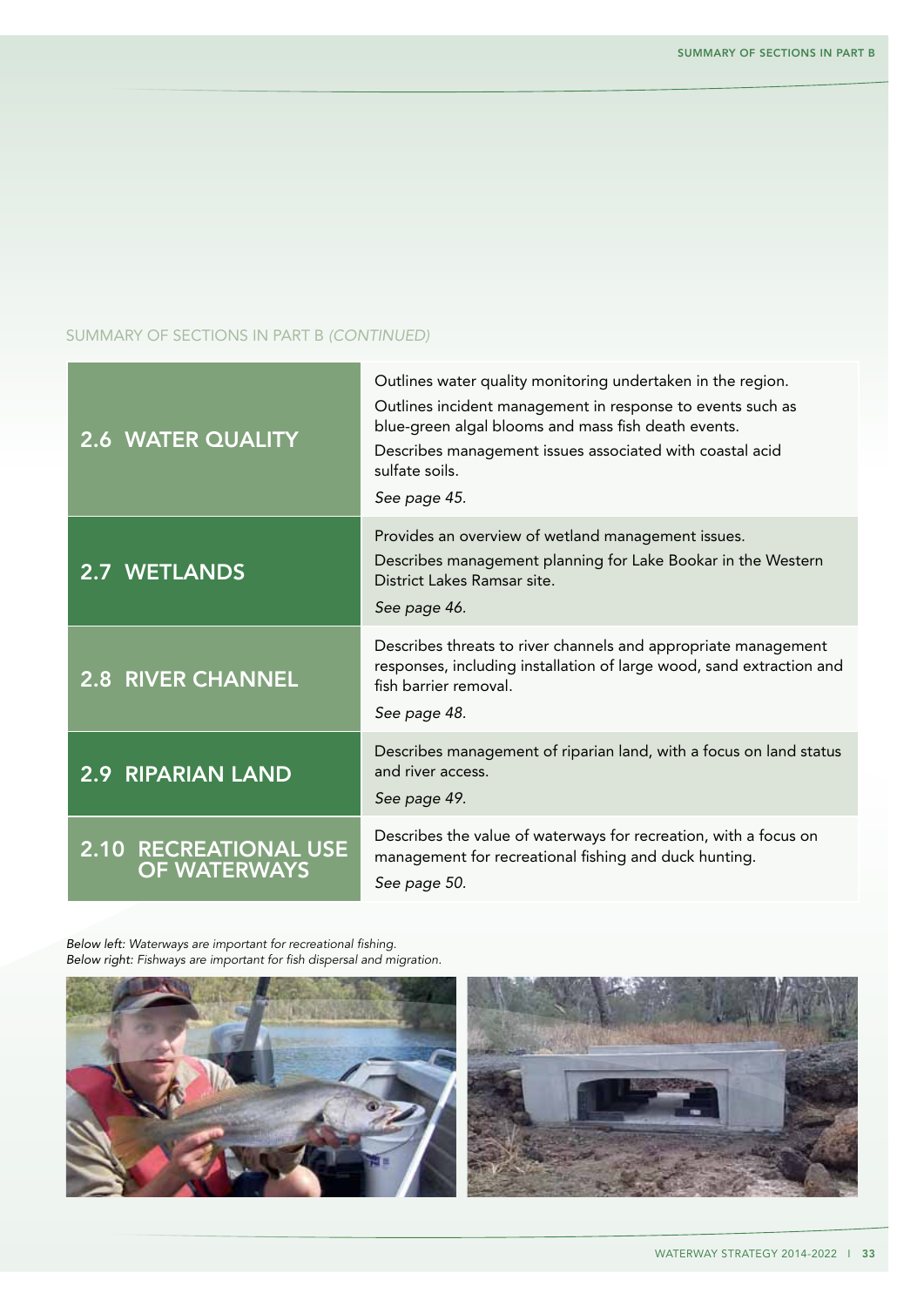SUMMARY OF SECTIONS IN PART B *(CONTINUED)*

| Section | Summary |
|---|---|
| **2.6 WATER QUALITY** | Outlines water quality monitoring undertaken in the region.<br>Outlines incident management in response to events such as blue-green algal blooms and mass fish death events.<br>Describes management issues associated with coastal acid sulfate soils.<br>*See page 45.* |
| **2.7 WETLANDS** | Provides an overview of wetland management issues.<br>Describes management planning for Lake Bookar in the Western District Lakes Ramsar site.<br>*See page 46.* |
| **2.8 RIVER CHANNEL** | Describes threats to river channels and appropriate management responses, including installation of large wood, sand extraction and fish barrier removal.<br>*See page 48.* |
| **2.9 RIPARIAN LAND** | Describes management of riparian land, with a focus on land status and river access.<br>*See page 49.* |
| **2.10 RECREATIONAL USE OF WATERWAYS** | Describes the value of waterways for recreation, with a focus on management for recreational fishing and duck hunting.<br>*See page 50.* |

*Below left: Waterways are important for recreational fishing.*
*Below right: Fishways are important for fish dispersal and migration.*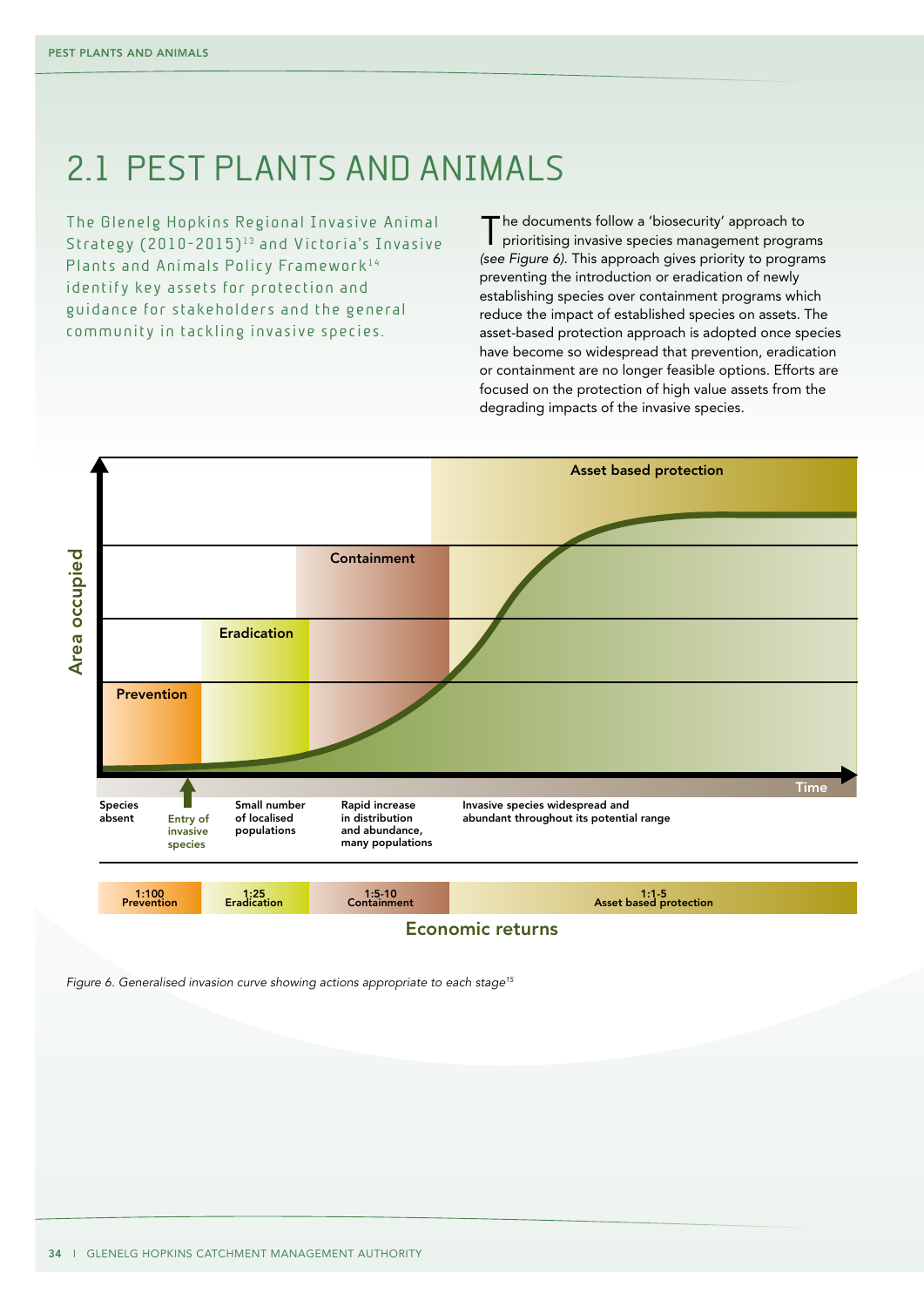# 2.1 PEST PLANTS AND ANIMALS

The Glenelg Hopkins Regional Invasive Animal Strategy (2010-2015)[13] and Victoria's Invasive Plants and Animals Policy Framework[14] identify key assets for protection and guidance for stakeholders and the general community in tackling invasive species.

The documents follow a 'biosecurity' approach to prioritising invasive species management programs *(see Figure 6)*. This approach gives priority to programs preventing the introduction or eradication of newly establishing species over containment programs which reduce the impact of established species on assets. The asset-based protection approach is adopted once species have become so widespread that prevention, eradication or containment are no longer feasible options. Efforts are focused on the protection of high value assets from the degrading impacts of the invasive species.

*Figure 6. Generalised invasion curve showing actions appropriate to each stage[15]*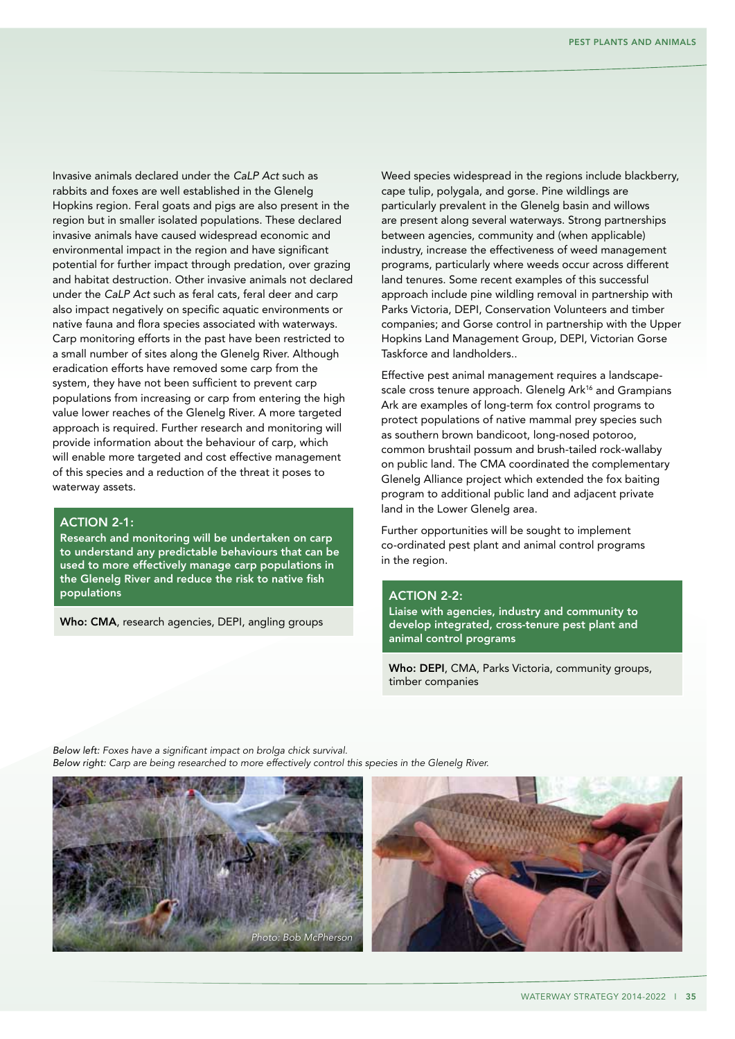Invasive animals declared under the *CaLP Act* such as rabbits and foxes are well established in the Glenelg Hopkins region. Feral goats and pigs are also present in the region but in smaller isolated populations. These declared invasive animals have caused widespread economic and environmental impact in the region and have significant potential for further impact through predation, over grazing and habitat destruction. Other invasive animals not declared under the *CaLP Act* such as feral cats, feral deer and carp also impact negatively on specific aquatic environments or native fauna and flora species associated with waterways. Carp monitoring efforts in the past have been restricted to a small number of sites along the Glenelg River. Although eradication efforts have removed some carp from the system, they have not been sufficient to prevent carp populations from increasing or carp from entering the high value lower reaches of the Glenelg River. A more targeted approach is required. Further research and monitoring will provide information about the behaviour of carp, which will enable more targeted and cost effective management of this species and a reduction of the threat it poses to waterway assets.

**ACTION 2-1:**

**Research and monitoring will be undertaken on carp to understand any predictable behaviours that can be used to more effectively manage carp populations in the Glenelg River and reduce the risk to native fish populations**

**Who: CMA**, research agencies, DEPI, angling groups

Weed species widespread in the regions include blackberry, cape tulip, polygala, and gorse. Pine wildlings are particularly prevalent in the Glenelg basin and willows are present along several waterways. Strong partnerships between agencies, community and (when applicable) industry, increase the effectiveness of weed management programs, particularly where weeds occur across different land tenures. Some recent examples of this successful approach include pine wildling removal in partnership with Parks Victoria, DEPI, Conservation Volunteers and timber companies; and Gorse control in partnership with the Upper Hopkins Land Management Group, DEPI, Victorian Gorse Taskforce and landholders..

Effective pest animal management requires a landscape-scale cross tenure approach. Glenelg Ark[16] and Grampians Ark are examples of long-term fox control programs to protect populations of native mammal prey species such as southern brown bandicoot, long-nosed potoroo, common brushtail possum and brush-tailed rock-wallaby on public land. The CMA coordinated the complementary Glenelg Alliance project which extended the fox baiting program to additional public land and adjacent private land in the Lower Glenelg area.

Further opportunities will be sought to implement co-ordinated pest plant and animal control programs in the region.

**ACTION 2-2:**

**Liaise with agencies, industry and community to develop integrated, cross-tenure pest plant and animal control programs**

**Who: DEPI**, CMA, Parks Victoria, community groups, timber companies

*Below left: Foxes have a significant impact on brolga chick survival.*
*Below right: Carp are being researched to more effectively control this species in the Glenelg River.*

*Photo: Bob McPherson*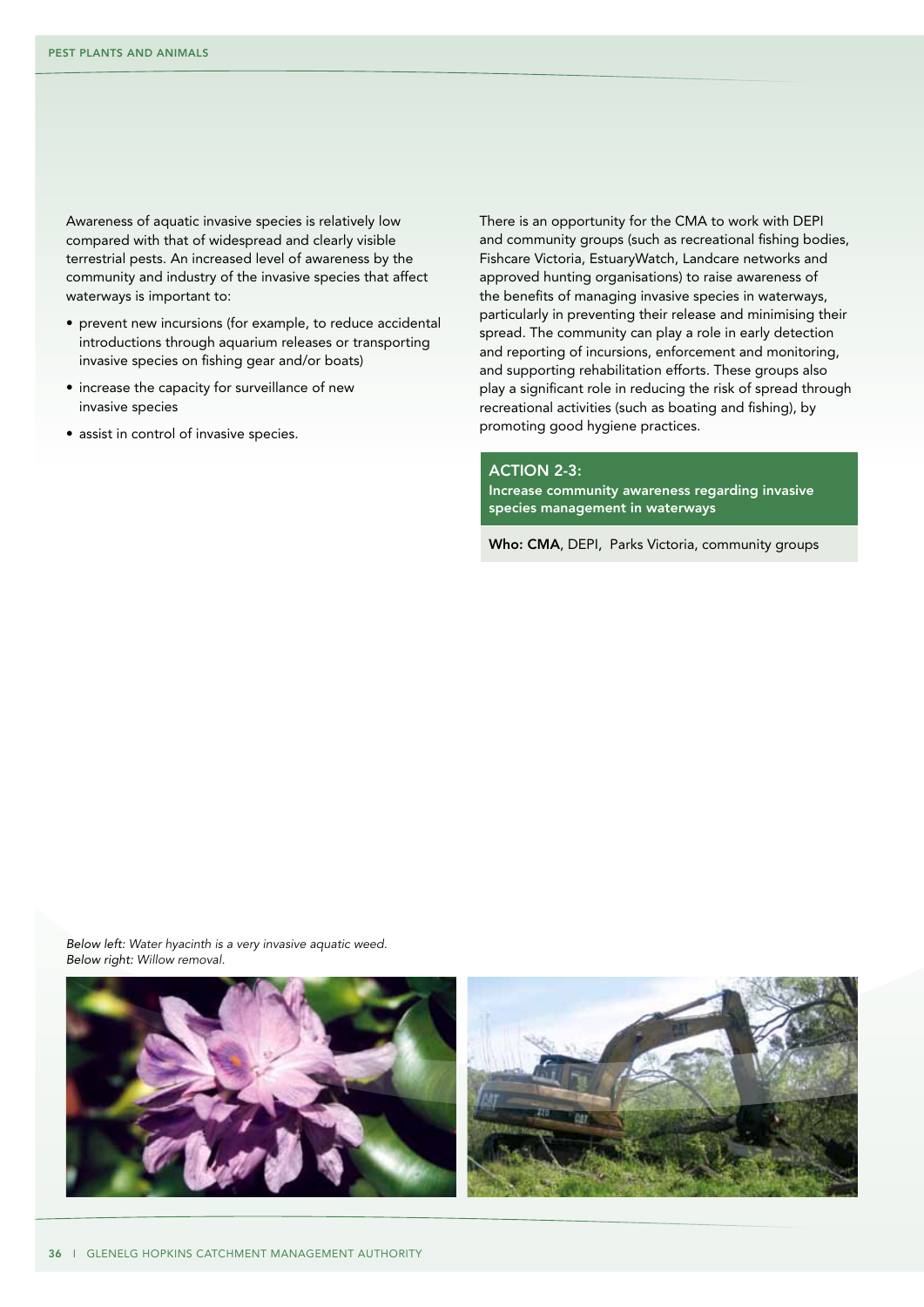Awareness of aquatic invasive species is relatively low compared with that of widespread and clearly visible terrestrial pests. An increased level of awareness by the community and industry of the invasive species that affect waterways is important to:

- prevent new incursions (for example, to reduce accidental introductions through aquarium releases or transporting invasive species on fishing gear and/or boats)
- increase the capacity for surveillance of new invasive species
- assist in control of invasive species.

There is an opportunity for the CMA to work with DEPI and community groups (such as recreational fishing bodies, Fishcare Victoria, EstuaryWatch, Landcare networks and approved hunting organisations) to raise awareness of the benefits of managing invasive species in waterways, particularly in preventing their release and minimising their spread. The community can play a role in early detection and reporting of incursions, enforcement and monitoring, and supporting rehabilitation efforts. These groups also play a significant role in reducing the risk of spread through recreational activities (such as boating and fishing), by promoting good hygiene practices.

### ACTION 2-3:
**Increase community awareness regarding invasive species management in waterways**

**Who: CMA**, DEPI, Parks Victoria, community groups

*Below left: Water hyacinth is a very invasive aquatic weed.*
*Below right: Willow removal.*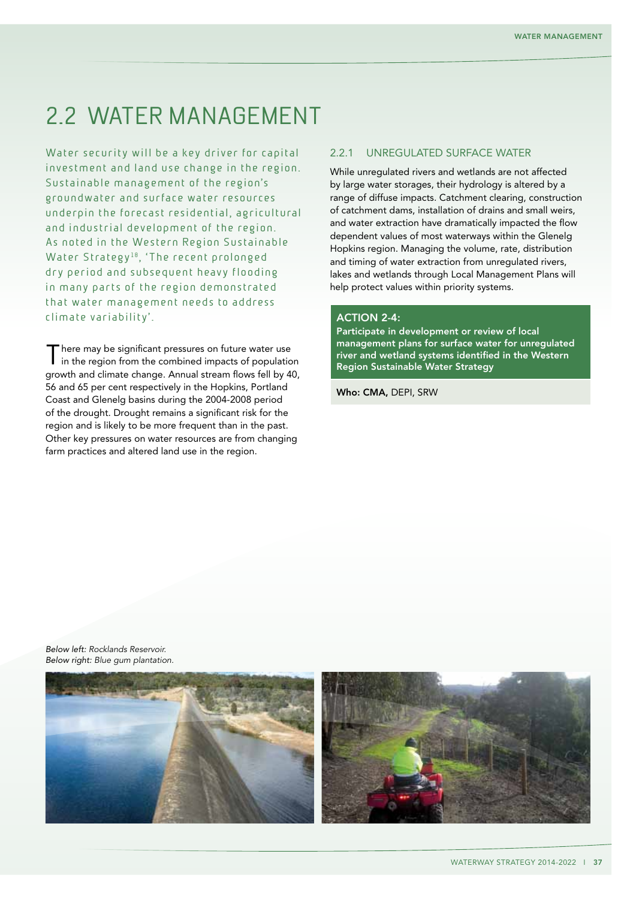# 2.2 WATER MANAGEMENT

Water security will be a key driver for capital investment and land use change in the region. Sustainable management of the region's groundwater and surface water resources underpin the forecast residential, agricultural and industrial development of the region. As noted in the Western Region Sustainable Water Strategy[18], 'The recent prolonged dry period and subsequent heavy flooding in many parts of the region demonstrated that water management needs to address climate variability'.

There may be significant pressures on future water use in the region from the combined impacts of population growth and climate change. Annual stream flows fell by 40, 56 and 65 per cent respectively in the Hopkins, Portland Coast and Glenelg basins during the 2004-2008 period of the drought. Drought remains a significant risk for the region and is likely to be more frequent than in the past. Other key pressures on water resources are from changing farm practices and altered land use in the region.

## 2.2.1 UNREGULATED SURFACE WATER

While unregulated rivers and wetlands are not affected by large water storages, their hydrology is altered by a range of diffuse impacts. Catchment clearing, construction of catchment dams, installation of drains and small weirs, and water extraction have dramatically impacted the flow dependent values of most waterways within the Glenelg Hopkins region. Managing the volume, rate, distribution and timing of water extraction from unregulated rivers, lakes and wetlands through Local Management Plans will help protect values within priority systems.

**ACTION 2-4:**

**Participate in development or review of local management plans for surface water for unregulated river and wetland systems identified in the Western Region Sustainable Water Strategy**

**Who: CMA,** DEPI, SRW

*Below left: Rocklands Reservoir.*
*Below right: Blue gum plantation.*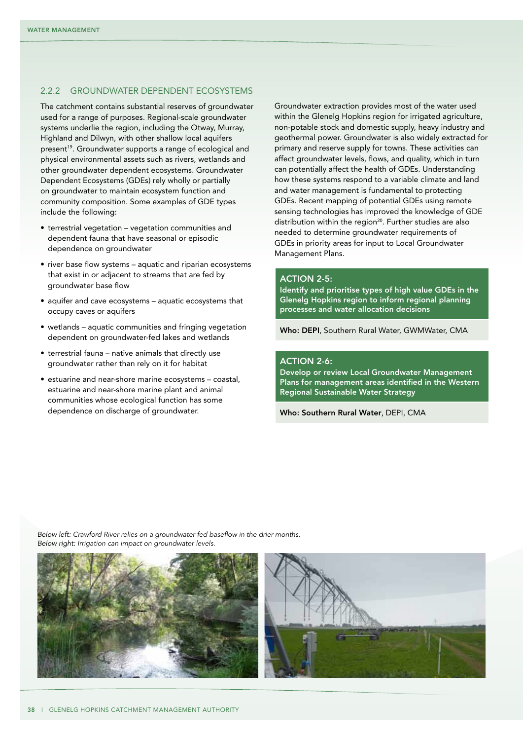### 2.2.2 GROUNDWATER DEPENDENT ECOSYSTEMS

The catchment contains substantial reserves of groundwater used for a range of purposes. Regional-scale groundwater systems underlie the region, including the Otway, Murray, Highland and Dilwyn, with other shallow local aquifers present[19]. Groundwater supports a range of ecological and physical environmental assets such as rivers, wetlands and other groundwater dependent ecosystems. Groundwater Dependent Ecosystems (GDEs) rely wholly or partially on groundwater to maintain ecosystem function and community composition. Some examples of GDE types include the following:

- terrestrial vegetation – vegetation communities and dependent fauna that have seasonal or episodic dependence on groundwater
- river base flow systems – aquatic and riparian ecosystems that exist in or adjacent to streams that are fed by groundwater base flow
- aquifer and cave ecosystems – aquatic ecosystems that occupy caves or aquifers
- wetlands – aquatic communities and fringing vegetation dependent on groundwater-fed lakes and wetlands
- terrestrial fauna – native animals that directly use groundwater rather than rely on it for habitat
- estuarine and near-shore marine ecosystems – coastal, estuarine and near-shore marine plant and animal communities whose ecological function has some dependence on discharge of groundwater.

Groundwater extraction provides most of the water used within the Glenelg Hopkins region for irrigated agriculture, non-potable stock and domestic supply, heavy industry and geothermal power. Groundwater is also widely extracted for primary and reserve supply for towns. These activities can affect groundwater levels, flows, and quality, which in turn can potentially affect the health of GDEs. Understanding how these systems respond to a variable climate and land and water management is fundamental to protecting GDEs. Recent mapping of potential GDEs using remote sensing technologies has improved the knowledge of GDE distribution within the region[20]. Further studies are also needed to determine groundwater requirements of GDEs in priority areas for input to Local Groundwater Management Plans.

**ACTION 2-5:**
**Identify and prioritise types of high value GDEs in the Glenelg Hopkins region to inform regional planning processes and water allocation decisions**

**Who: DEPI**, Southern Rural Water, GWMWater, CMA

**ACTION 2-6:**
**Develop or review Local Groundwater Management Plans for management areas identified in the Western Regional Sustainable Water Strategy**

**Who: Southern Rural Water**, DEPI, CMA

*Below left:* *Crawford River relies on a groundwater fed baseflow in the drier months.*
*Below right:* *Irrigation can impact on groundwater levels.*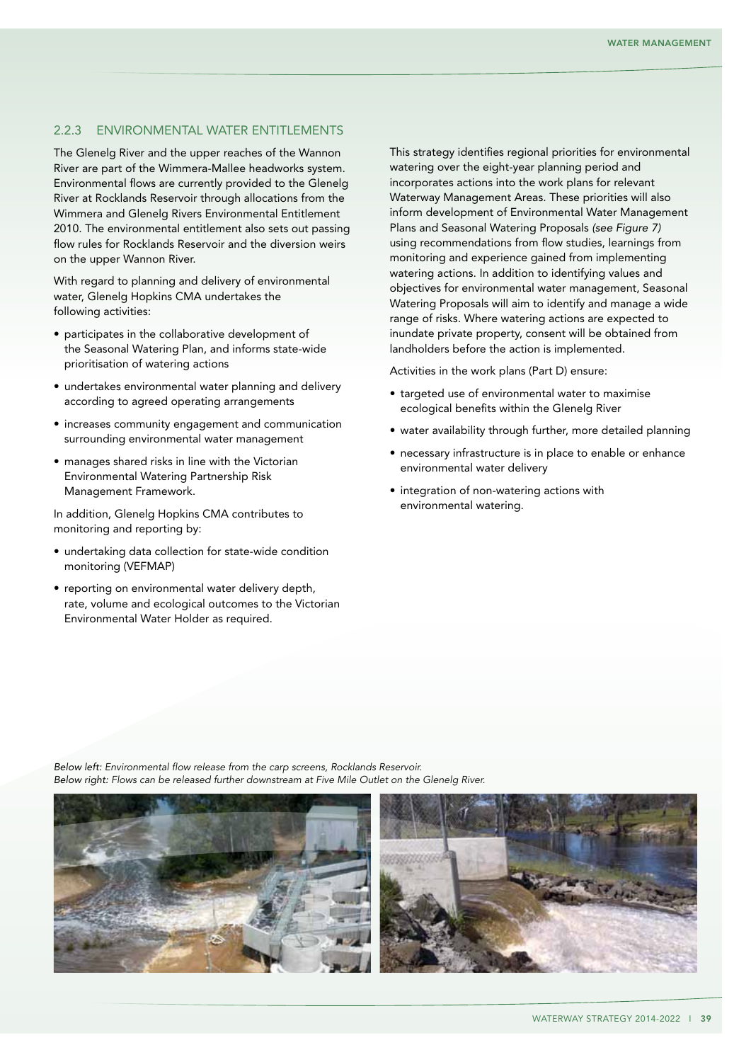### 2.2.3 ENVIRONMENTAL WATER ENTITLEMENTS

The Glenelg River and the upper reaches of the Wannon River are part of the Wimmera-Mallee headworks system. Environmental flows are currently provided to the Glenelg River at Rocklands Reservoir through allocations from the Wimmera and Glenelg Rivers Environmental Entitlement 2010. The environmental entitlement also sets out passing flow rules for Rocklands Reservoir and the diversion weirs on the upper Wannon River.

With regard to planning and delivery of environmental water, Glenelg Hopkins CMA undertakes the following activities:

- participates in the collaborative development of the Seasonal Watering Plan, and informs state-wide prioritisation of watering actions
- undertakes environmental water planning and delivery according to agreed operating arrangements
- increases community engagement and communication surrounding environmental water management
- manages shared risks in line with the Victorian Environmental Watering Partnership Risk Management Framework.

In addition, Glenelg Hopkins CMA contributes to monitoring and reporting by:

- undertaking data collection for state-wide condition monitoring (VEFMAP)
- reporting on environmental water delivery depth, rate, volume and ecological outcomes to the Victorian Environmental Water Holder as required.

This strategy identifies regional priorities for environmental watering over the eight-year planning period and incorporates actions into the work plans for relevant Waterway Management Areas. These priorities will also inform development of Environmental Water Management Plans and Seasonal Watering Proposals *(see Figure 7)* using recommendations from flow studies, learnings from monitoring and experience gained from implementing watering actions. In addition to identifying values and objectives for environmental water management, Seasonal Watering Proposals will aim to identify and manage a wide range of risks. Where watering actions are expected to inundate private property, consent will be obtained from landholders before the action is implemented.

Activities in the work plans (Part D) ensure:

- targeted use of environmental water to maximise ecological benefits within the Glenelg River
- water availability through further, more detailed planning
- necessary infrastructure is in place to enable or enhance environmental water delivery
- integration of non-watering actions with environmental watering.

*Below left: Environmental flow release from the carp screens, Rocklands Reservoir.*
*Below right: Flows can be released further downstream at Five Mile Outlet on the Glenelg River.*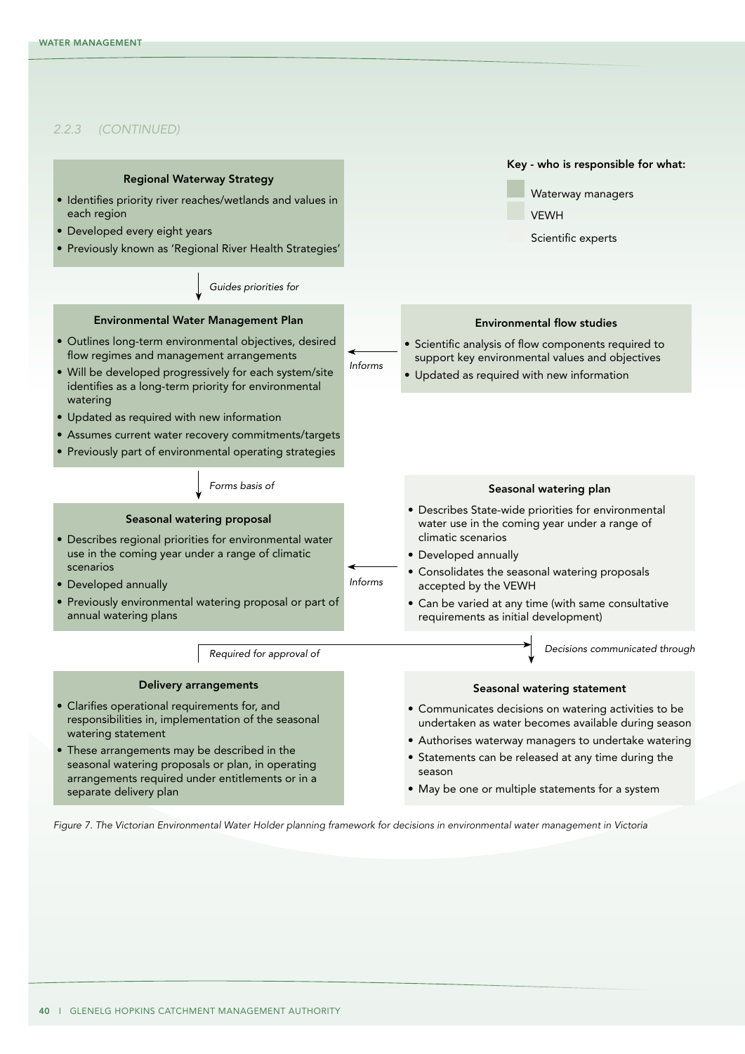*2.2.3 (CONTINUED)*

**Key - who is responsible for what:**

- Waterway managers
- VEWH
- Scientific experts

**Regional Waterway Strategy**

- Identifies priority river reaches/wetlands and values in each region
- Developed every eight years
- Previously known as 'Regional River Health Strategies'

*Guides priorities for*

**Environmental Water Management Plan**

- Outlines long-term environmental objectives, desired flow regimes and management arrangements
- Will be developed progressively for each system/site identifies as a long-term priority for environmental watering
- Updated as required with new information
- Assumes current water recovery commitments/targets
- Previously part of environmental operating strategies

*Informs*

**Environmental flow studies**

- Scientific analysis of flow components required to support key environmental values and objectives
- Updated as required with new information

*Forms basis of*

**Seasonal watering proposal**

- Describes regional priorities for environmental water use in the coming year under a range of climatic scenarios
- Developed annually
- Previously environmental watering proposal or part of annual watering plans

*Informs*

**Seasonal watering plan**

- Describes State-wide priorities for environmental water use in the coming year under a range of climatic scenarios
- Developed annually
- Consolidates the seasonal watering proposals accepted by the VEWH
- Can be varied at any time (with same consultative requirements as initial development)

*Required for approval of*

*Decisions communicated through*

**Delivery arrangements**

- Clarifies operational requirements for, and responsibilities in, implementation of the seasonal watering statement
- These arrangements may be described in the seasonal watering proposals or plan, in operating arrangements required under entitlements or in a separate delivery plan

**Seasonal watering statement**

- Communicates decisions on watering activities to be undertaken as water becomes available during season
- Authorises waterway managers to undertake watering
- Statements can be released at any time during the season
- May be one or multiple statements for a system

*Figure 7. The Victorian Environmental Water Holder planning framework for decisions in environmental water management in Victoria*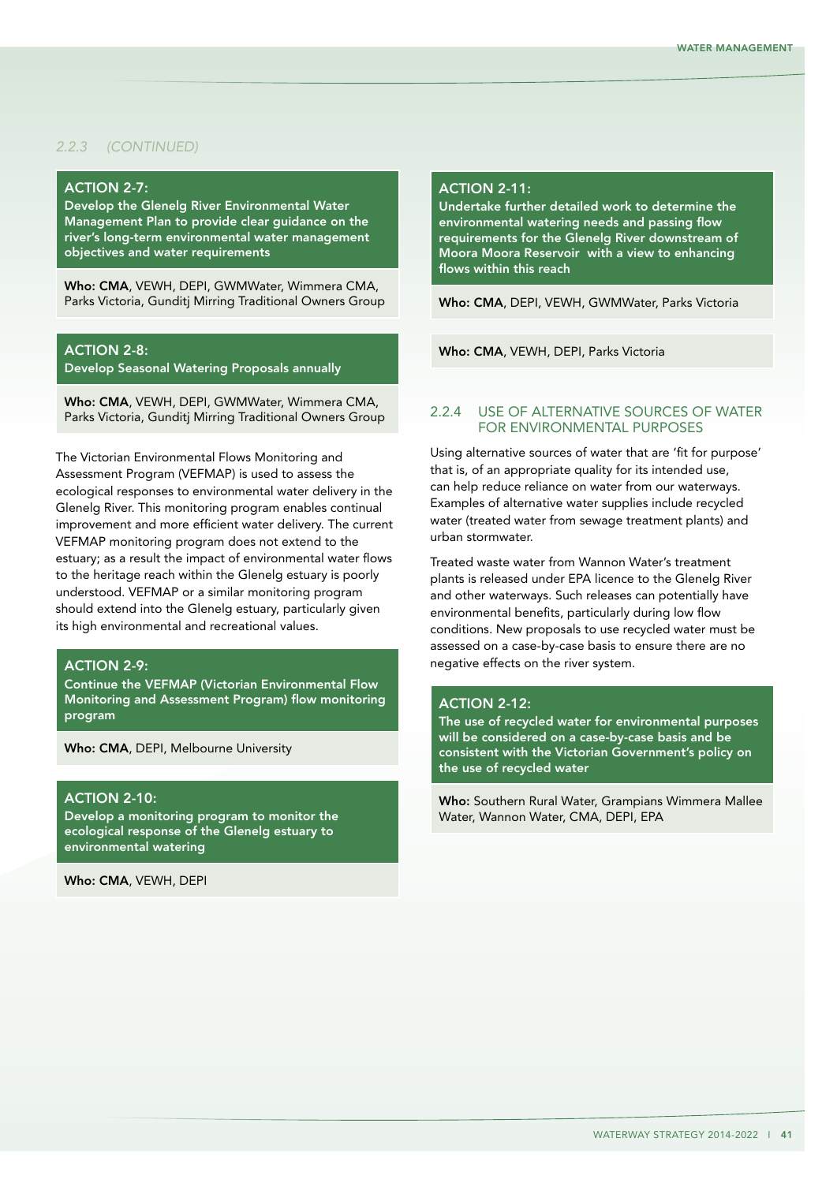*2.2.3 (CONTINUED)*

**ACTION 2-7:**
**Develop the Glenelg River Environmental Water Management Plan to provide clear guidance on the river's long-term environmental water management objectives and water requirements**

**Who: CMA**, VEWH, DEPI, GWMWater, Wimmera CMA, Parks Victoria, Gunditj Mirring Traditional Owners Group

**ACTION 2-8:**
**Develop Seasonal Watering Proposals annually**

**Who: CMA**, VEWH, DEPI, GWMWater, Wimmera CMA, Parks Victoria, Gunditj Mirring Traditional Owners Group

The Victorian Environmental Flows Monitoring and Assessment Program (VEFMAP) is used to assess the ecological responses to environmental water delivery in the Glenelg River. This monitoring program enables continual improvement and more efficient water delivery. The current VEFMAP monitoring program does not extend to the estuary; as a result the impact of environmental water flows to the heritage reach within the Glenelg estuary is poorly understood. VEFMAP or a similar monitoring program should extend into the Glenelg estuary, particularly given its high environmental and recreational values.

**ACTION 2-9:**
**Continue the VEFMAP (Victorian Environmental Flow Monitoring and Assessment Program) flow monitoring program**

**Who: CMA**, DEPI, Melbourne University

**ACTION 2-10:**
**Develop a monitoring program to monitor the ecological response of the Glenelg estuary to environmental watering**

**Who: CMA**, VEWH, DEPI

**ACTION 2-11:**
**Undertake further detailed work to determine the environmental watering needs and passing flow requirements for the Glenelg River downstream of Moora Moora Reservoir with a view to enhancing flows within this reach**

**Who: CMA**, DEPI, VEWH, GWMWater, Parks Victoria

**Who: CMA**, VEWH, DEPI, Parks Victoria

### 2.2.4 USE OF ALTERNATIVE SOURCES OF WATER FOR ENVIRONMENTAL PURPOSES

Using alternative sources of water that are 'fit for purpose' that is, of an appropriate quality for its intended use, can help reduce reliance on water from our waterways. Examples of alternative water supplies include recycled water (treated water from sewage treatment plants) and urban stormwater.

Treated waste water from Wannon Water's treatment plants is released under EPA licence to the Glenelg River and other waterways. Such releases can potentially have environmental benefits, particularly during low flow conditions. New proposals to use recycled water must be assessed on a case-by-case basis to ensure there are no negative effects on the river system.

**ACTION 2-12:**
**The use of recycled water for environmental purposes will be considered on a case-by-case basis and be consistent with the Victorian Government's policy on the use of recycled water**

**Who:** Southern Rural Water, Grampians Wimmera Mallee Water, Wannon Water, CMA, DEPI, EPA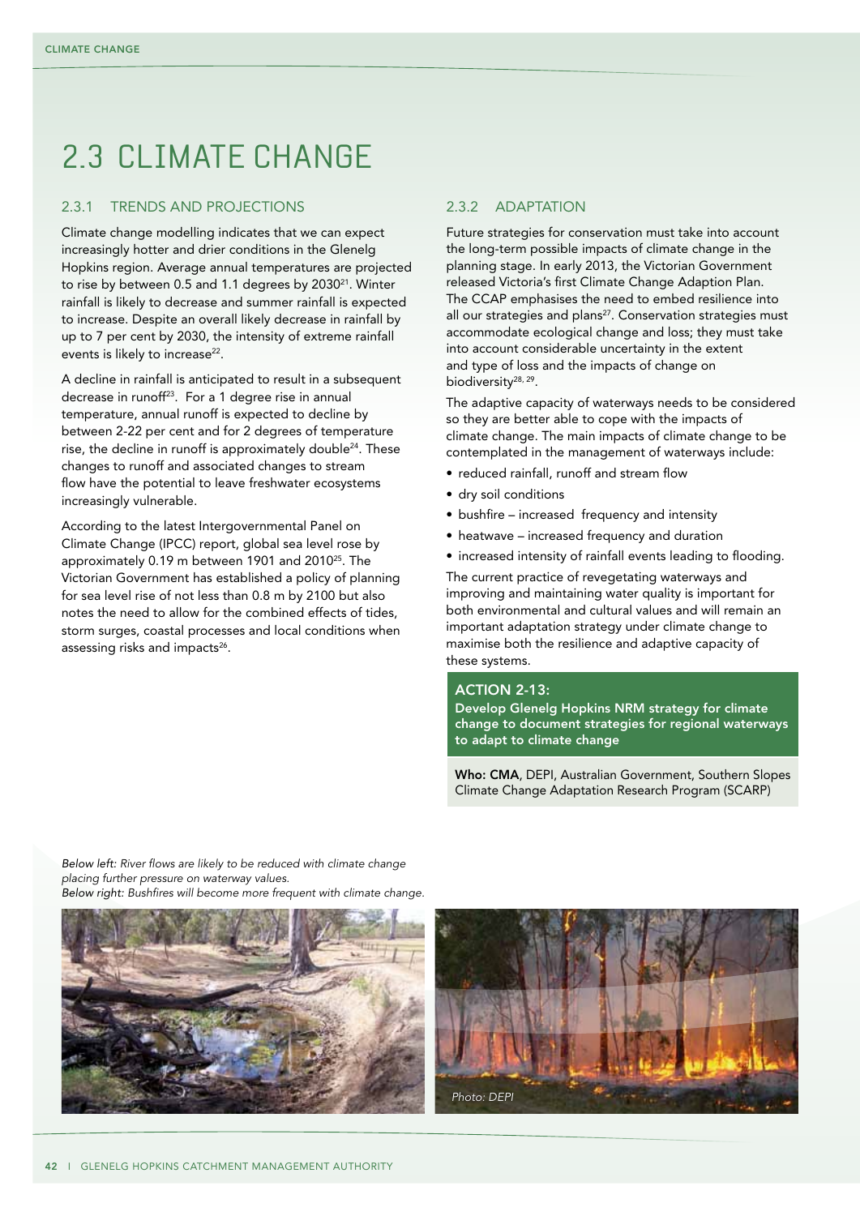# 2.3 CLIMATE CHANGE

## 2.3.1 TRENDS AND PROJECTIONS

Climate change modelling indicates that we can expect increasingly hotter and drier conditions in the Glenelg Hopkins region. Average annual temperatures are projected to rise by between 0.5 and 1.1 degrees by 2030[21]. Winter rainfall is likely to decrease and summer rainfall is expected to increase. Despite an overall likely decrease in rainfall by up to 7 per cent by 2030, the intensity of extreme rainfall events is likely to increase[22].

A decline in rainfall is anticipated to result in a subsequent decrease in runoff[23]. For a 1 degree rise in annual temperature, annual runoff is expected to decline by between 2-22 per cent and for 2 degrees of temperature rise, the decline in runoff is approximately double[24]. These changes to runoff and associated changes to stream flow have the potential to leave freshwater ecosystems increasingly vulnerable.

According to the latest Intergovernmental Panel on Climate Change (IPCC) report, global sea level rose by approximately 0.19 m between 1901 and 2010[25]. The Victorian Government has established a policy of planning for sea level rise of not less than 0.8 m by 2100 but also notes the need to allow for the combined effects of tides, storm surges, coastal processes and local conditions when assessing risks and impacts[26].

## 2.3.2 ADAPTATION

Future strategies for conservation must take into account the long-term possible impacts of climate change in the planning stage. In early 2013, the Victorian Government released Victoria's first Climate Change Adaption Plan. The CCAP emphasises the need to embed resilience into all our strategies and plans[27]. Conservation strategies must accommodate ecological change and loss; they must take into account considerable uncertainty in the extent and type of loss and the impacts of change on biodiversity[28, 29].

The adaptive capacity of waterways needs to be considered so they are better able to cope with the impacts of climate change. The main impacts of climate change to be contemplated in the management of waterways include:

- reduced rainfall, runoff and stream flow
- dry soil conditions
- bushfire – increased frequency and intensity
- heatwave – increased frequency and duration
- increased intensity of rainfall events leading to flooding.

The current practice of revegetating waterways and improving and maintaining water quality is important for both environmental and cultural values and will remain an important adaptation strategy under climate change to maximise both the resilience and adaptive capacity of these systems.

**ACTION 2-13:**
**Develop Glenelg Hopkins NRM strategy for climate change to document strategies for regional waterways to adapt to climate change**

**Who: CMA**, DEPI, Australian Government, Southern Slopes Climate Change Adaptation Research Program (SCARP)

*Below left:* *River flows are likely to be reduced with climate change placing further pressure on waterway values.*
*Below right:* *Bushfires will become more frequent with climate change.*

*Photo: DEPI*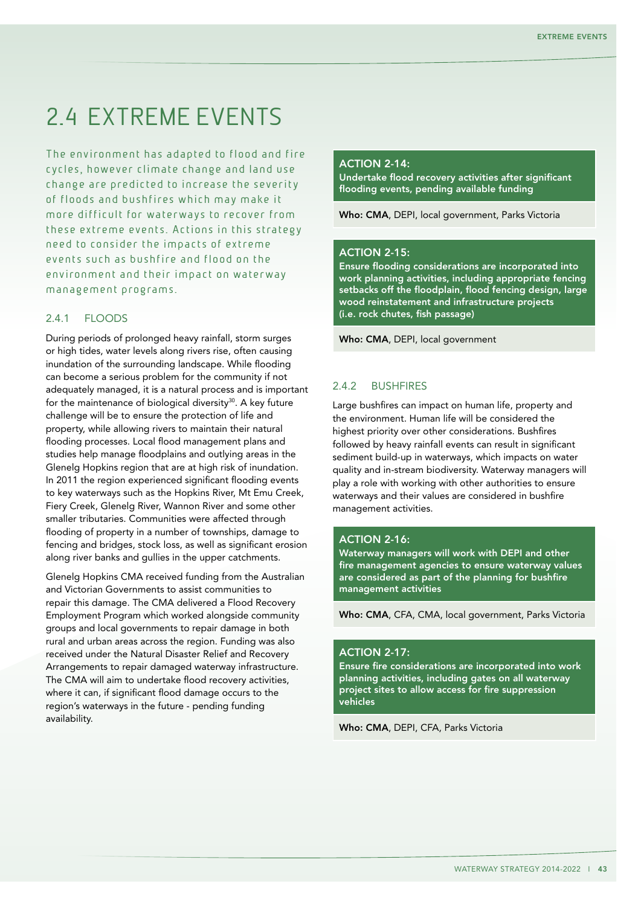# 2.4 EXTREME EVENTS

The environment has adapted to flood and fire cycles, however climate change and land use change are predicted to increase the severity of floods and bushfires which may make it more difficult for waterways to recover from these extreme events. Actions in this strategy need to consider the impacts of extreme events such as bushfire and flood on the environment and their impact on waterway management programs.

### 2.4.1 FLOODS

During periods of prolonged heavy rainfall, storm surges or high tides, water levels along rivers rise, often causing inundation of the surrounding landscape. While flooding can become a serious problem for the community if not adequately managed, it is a natural process and is important for the maintenance of biological diversity[30]. A key future challenge will be to ensure the protection of life and property, while allowing rivers to maintain their natural flooding processes. Local flood management plans and studies help manage floodplains and outlying areas in the Glenelg Hopkins region that are at high risk of inundation. In 2011 the region experienced significant flooding events to key waterways such as the Hopkins River, Mt Emu Creek, Fiery Creek, Glenelg River, Wannon River and some other smaller tributaries. Communities were affected through flooding of property in a number of townships, damage to fencing and bridges, stock loss, as well as significant erosion along river banks and gullies in the upper catchments.

Glenelg Hopkins CMA received funding from the Australian and Victorian Governments to assist communities to repair this damage. The CMA delivered a Flood Recovery Employment Program which worked alongside community groups and local governments to repair damage in both rural and urban areas across the region. Funding was also received under the Natural Disaster Relief and Recovery Arrangements to repair damaged waterway infrastructure. The CMA will aim to undertake flood recovery activities, where it can, if significant flood damage occurs to the region's waterways in the future - pending funding availability.

**ACTION 2-14:**
**Undertake flood recovery activities after significant flooding events, pending available funding**

**Who: CMA**, DEPI, local government, Parks Victoria

**ACTION 2-15:**
**Ensure flooding considerations are incorporated into work planning activities, including appropriate fencing setbacks off the floodplain, flood fencing design, large wood reinstatement and infrastructure projects (i.e. rock chutes, fish passage)**

**Who: CMA**, DEPI, local government

### 2.4.2 BUSHFIRES

Large bushfires can impact on human life, property and the environment. Human life will be considered the highest priority over other considerations. Bushfires followed by heavy rainfall events can result in significant sediment build-up in waterways, which impacts on water quality and in-stream biodiversity. Waterway managers will play a role with working with other authorities to ensure waterways and their values are considered in bushfire management activities.

**ACTION 2-16:**
**Waterway managers will work with DEPI and other fire management agencies to ensure waterway values are considered as part of the planning for bushfire management activities**

**Who: CMA**, CFA, CMA, local government, Parks Victoria

**ACTION 2-17:**
**Ensure fire considerations are incorporated into work planning activities, including gates on all waterway project sites to allow access for fire suppression vehicles**

**Who: CMA**, DEPI, CFA, Parks Victoria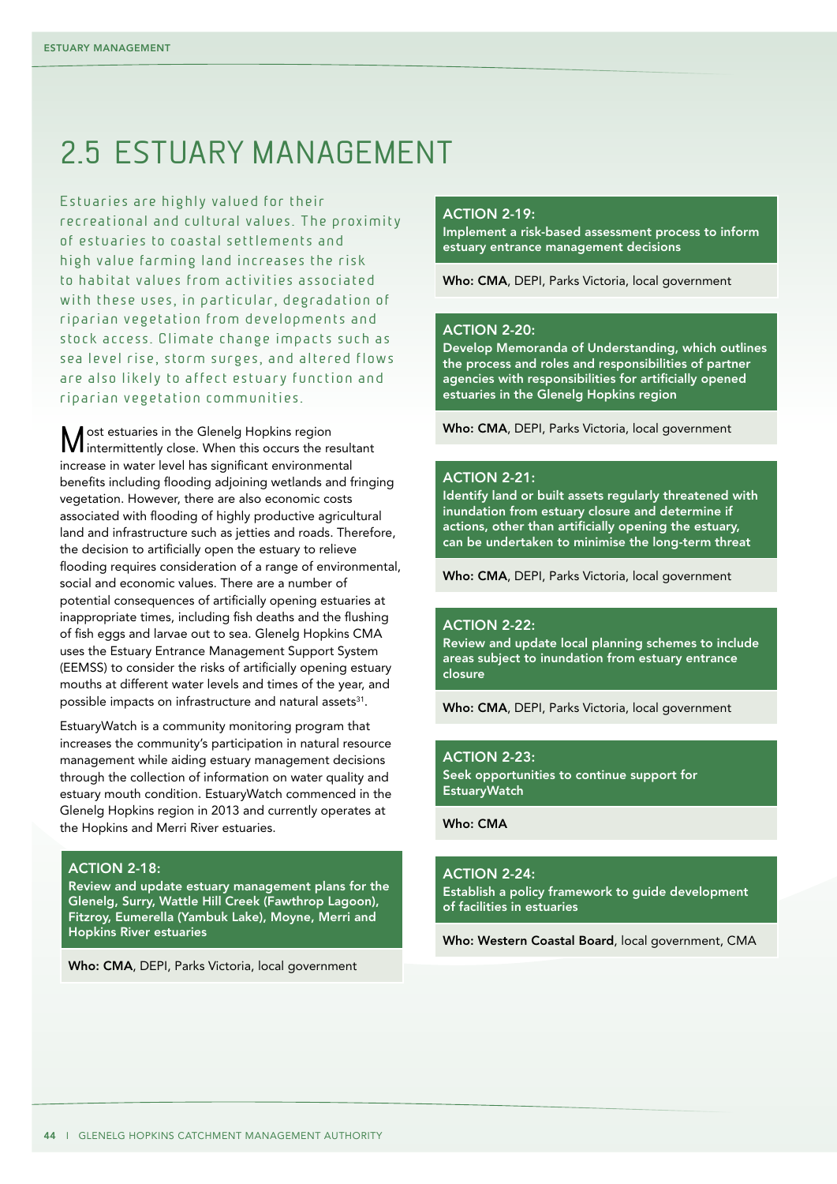# 2.5 ESTUARY MANAGEMENT

Estuaries are highly valued for their recreational and cultural values. The proximity of estuaries to coastal settlements and high value farming land increases the risk to habitat values from activities associated with these uses, in particular, degradation of riparian vegetation from developments and stock access. Climate change impacts such as sea level rise, storm surges, and altered flows are also likely to affect estuary function and riparian vegetation communities.

Most estuaries in the Glenelg Hopkins region intermittently close. When this occurs the resultant increase in water level has significant environmental benefits including flooding adjoining wetlands and fringing vegetation. However, there are also economic costs associated with flooding of highly productive agricultural land and infrastructure such as jetties and roads. Therefore, the decision to artificially open the estuary to relieve flooding requires consideration of a range of environmental, social and economic values. There are a number of potential consequences of artificially opening estuaries at inappropriate times, including fish deaths and the flushing of fish eggs and larvae out to sea. Glenelg Hopkins CMA uses the Estuary Entrance Management Support System (EEMSS) to consider the risks of artificially opening estuary mouths at different water levels and times of the year, and possible impacts on infrastructure and natural assets[31].

EstuaryWatch is a community monitoring program that increases the community's participation in natural resource management while aiding estuary management decisions through the collection of information on water quality and estuary mouth condition. EstuaryWatch commenced in the Glenelg Hopkins region in 2013 and currently operates at the Hopkins and Merri River estuaries.

**ACTION 2-18:**
**Review and update estuary management plans for the Glenelg, Surry, Wattle Hill Creek (Fawthrop Lagoon), Fitzroy, Eumerella (Yambuk Lake), Moyne, Merri and Hopkins River estuaries**

**Who: CMA**, DEPI, Parks Victoria, local government

**ACTION 2-19:**
**Implement a risk-based assessment process to inform estuary entrance management decisions**

**Who: CMA**, DEPI, Parks Victoria, local government

**ACTION 2-20:**
**Develop Memoranda of Understanding, which outlines the process and roles and responsibilities of partner agencies with responsibilities for artificially opened estuaries in the Glenelg Hopkins region**

**Who: CMA**, DEPI, Parks Victoria, local government

**ACTION 2-21:**
**Identify land or built assets regularly threatened with inundation from estuary closure and determine if actions, other than artificially opening the estuary, can be undertaken to minimise the long-term threat**

**Who: CMA**, DEPI, Parks Victoria, local government

**ACTION 2-22:**
**Review and update local planning schemes to include areas subject to inundation from estuary entrance closure**

**Who: CMA**, DEPI, Parks Victoria, local government

**ACTION 2-23:**
**Seek opportunities to continue support for EstuaryWatch**

**Who: CMA**

**ACTION 2-24:**
**Establish a policy framework to guide development of facilities in estuaries**

**Who: Western Coastal Board**, local government, CMA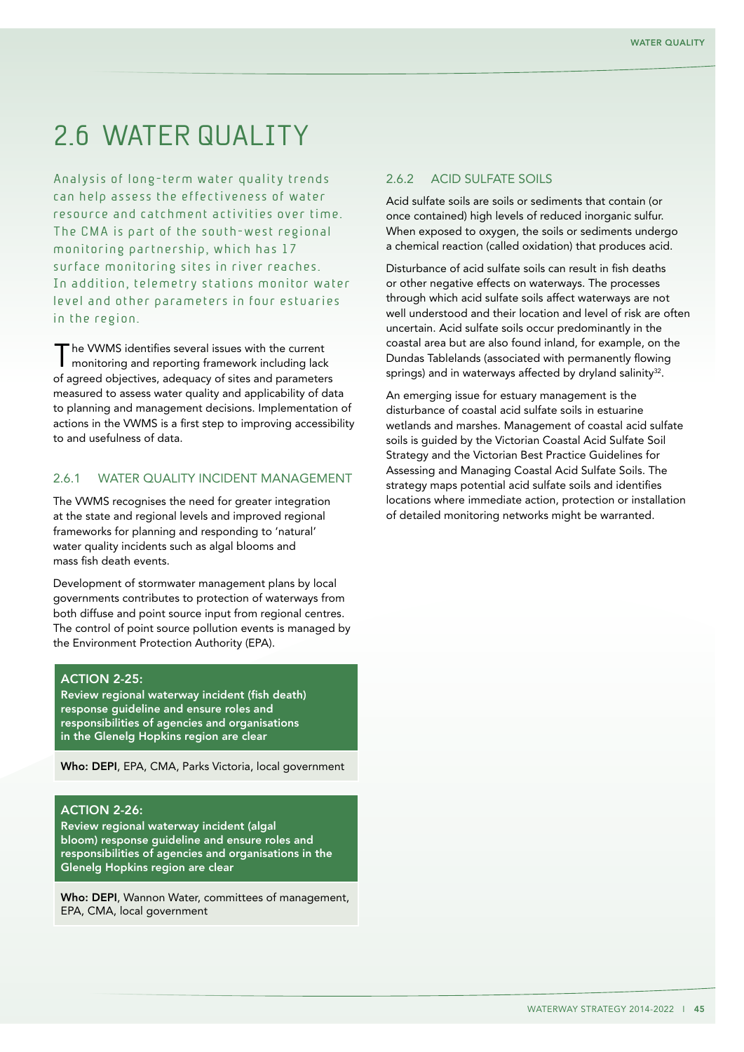# 2.6 WATER QUALITY

Analysis of long-term water quality trends can help assess the effectiveness of water resource and catchment activities over time. The CMA is part of the south-west regional monitoring partnership, which has 17 surface monitoring sites in river reaches. In addition, telemetry stations monitor water level and other parameters in four estuaries in the region.

The VWMS identifies several issues with the current monitoring and reporting framework including lack of agreed objectives, adequacy of sites and parameters measured to assess water quality and applicability of data to planning and management decisions. Implementation of actions in the VWMS is a first step to improving accessibility to and usefulness of data.

## 2.6.1 WATER QUALITY INCIDENT MANAGEMENT

The VWMS recognises the need for greater integration at the state and regional levels and improved regional frameworks for planning and responding to 'natural' water quality incidents such as algal blooms and mass fish death events.

Development of stormwater management plans by local governments contributes to protection of waterways from both diffuse and point source input from regional centres. The control of point source pollution events is managed by the Environment Protection Authority (EPA).

**ACTION 2-25:**
**Review regional waterway incident (fish death) response guideline and ensure roles and responsibilities of agencies and organisations in the Glenelg Hopkins region are clear**

**Who: DEPI**, EPA, CMA, Parks Victoria, local government

**ACTION 2-26:**
**Review regional waterway incident (algal bloom) response guideline and ensure roles and responsibilities of agencies and organisations in the Glenelg Hopkins region are clear**

**Who: DEPI**, Wannon Water, committees of management, EPA, CMA, local government

## 2.6.2 ACID SULFATE SOILS

Acid sulfate soils are soils or sediments that contain (or once contained) high levels of reduced inorganic sulfur. When exposed to oxygen, the soils or sediments undergo a chemical reaction (called oxidation) that produces acid.

Disturbance of acid sulfate soils can result in fish deaths or other negative effects on waterways. The processes through which acid sulfate soils affect waterways are not well understood and their location and level of risk are often uncertain. Acid sulfate soils occur predominantly in the coastal area but are also found inland, for example, on the Dundas Tablelands (associated with permanently flowing springs) and in waterways affected by dryland salinity[32].

An emerging issue for estuary management is the disturbance of coastal acid sulfate soils in estuarine wetlands and marshes. Management of coastal acid sulfate soils is guided by the Victorian Coastal Acid Sulfate Soil Strategy and the Victorian Best Practice Guidelines for Assessing and Managing Coastal Acid Sulfate Soils. The strategy maps potential acid sulfate soils and identifies locations where immediate action, protection or installation of detailed monitoring networks might be warranted.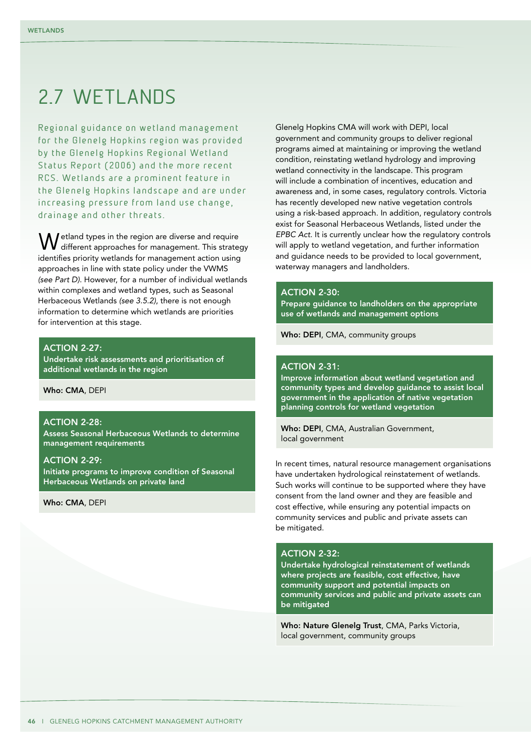# 2.7 WETLANDS

Regional guidance on wetland management for the Glenelg Hopkins region was provided by the Glenelg Hopkins Regional Wetland Status Report (2006) and the more recent RCS. Wetlands are a prominent feature in the Glenelg Hopkins landscape and are under increasing pressure from land use change, drainage and other threats.

Wetland types in the region are diverse and require different approaches for management. This strategy identifies priority wetlands for management action using approaches in line with state policy under the VWMS *(see Part D)*. However, for a number of individual wetlands within complexes and wetland types, such as Seasonal Herbaceous Wetlands *(see 3.5.2)*, there is not enough information to determine which wetlands are priorities for intervention at this stage.

**ACTION 2-27:**
**Undertake risk assessments and prioritisation of additional wetlands in the region**

**Who: CMA**, DEPI

**ACTION 2-28:**
**Assess Seasonal Herbaceous Wetlands to determine management requirements**

**ACTION 2-29:**
**Initiate programs to improve condition of Seasonal Herbaceous Wetlands on private land**

**Who: CMA**, DEPI

Glenelg Hopkins CMA will work with DEPI, local government and community groups to deliver regional programs aimed at maintaining or improving the wetland condition, reinstating wetland hydrology and improving wetland connectivity in the landscape. This program will include a combination of incentives, education and awareness and, in some cases, regulatory controls. Victoria has recently developed new native vegetation controls using a risk-based approach. In addition, regulatory controls exist for Seasonal Herbaceous Wetlands, listed under the *EPBC Act*. It is currently unclear how the regulatory controls will apply to wetland vegetation, and further information and guidance needs to be provided to local government, waterway managers and landholders.

**ACTION 2-30:**
**Prepare guidance to landholders on the appropriate use of wetlands and management options**

**Who: DEPI**, CMA, community groups

**ACTION 2-31:**
**Improve information about wetland vegetation and community types and develop guidance to assist local government in the application of native vegetation planning controls for wetland vegetation**

**Who: DEPI**, CMA, Australian Government, local government

In recent times, natural resource management organisations have undertaken hydrological reinstatement of wetlands. Such works will continue to be supported where they have consent from the land owner and they are feasible and cost effective, while ensuring any potential impacts on community services and public and private assets can be mitigated.

**ACTION 2-32:**
**Undertake hydrological reinstatement of wetlands where projects are feasible, cost effective, have community support and potential impacts on community services and public and private assets can be mitigated**

**Who: Nature Glenelg Trust**, CMA, Parks Victoria, local government, community groups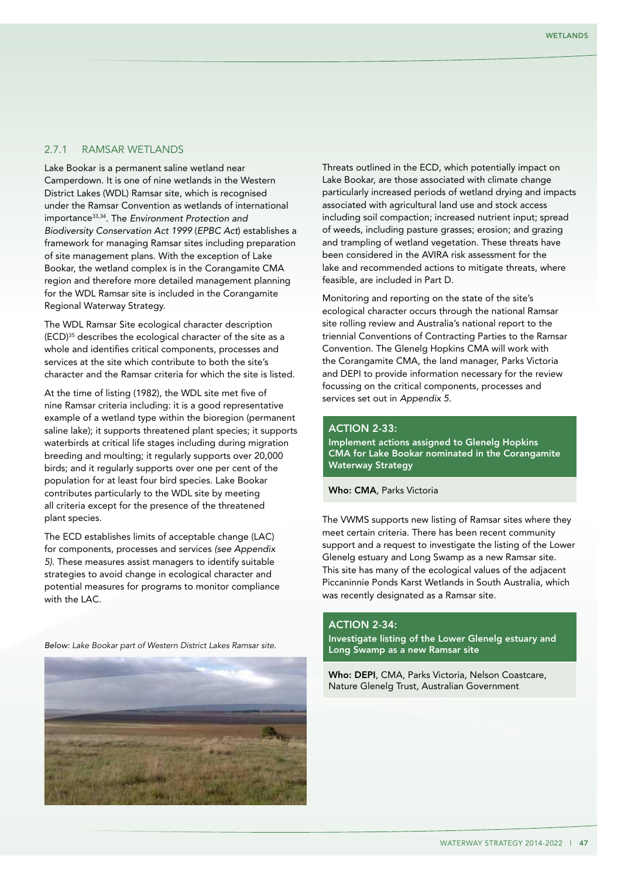### 2.7.1 RAMSAR WETLANDS

Lake Bookar is a permanent saline wetland near Camperdown. It is one of nine wetlands in the Western District Lakes (WDL) Ramsar site, which is recognised under the Ramsar Convention as wetlands of international importance[33,34]. The *Environment Protection and Biodiversity Conservation Act 1999* (*EPBC Act*) establishes a framework for managing Ramsar sites including preparation of site management plans. With the exception of Lake Bookar, the wetland complex is in the Corangamite CMA region and therefore more detailed management planning for the WDL Ramsar site is included in the Corangamite Regional Waterway Strategy.

The WDL Ramsar Site ecological character description (ECD)[35] describes the ecological character of the site as a whole and identifies critical components, processes and services at the site which contribute to both the site's character and the Ramsar criteria for which the site is listed.

At the time of listing (1982), the WDL site met five of nine Ramsar criteria including: it is a good representative example of a wetland type within the bioregion (permanent saline lake); it supports threatened plant species; it supports waterbirds at critical life stages including during migration breeding and moulting; it regularly supports over 20,000 birds; and it regularly supports over one per cent of the population for at least four bird species. Lake Bookar contributes particularly to the WDL site by meeting all criteria except for the presence of the threatened plant species.

The ECD establishes limits of acceptable change (LAC) for components, processes and services *(see Appendix 5)*. These measures assist managers to identify suitable strategies to avoid change in ecological character and potential measures for programs to monitor compliance with the LAC.

*Below: Lake Bookar part of Western District Lakes Ramsar site.*

Threats outlined in the ECD, which potentially impact on Lake Bookar, are those associated with climate change particularly increased periods of wetland drying and impacts associated with agricultural land use and stock access including soil compaction; increased nutrient input; spread of weeds, including pasture grasses; erosion; and grazing and trampling of wetland vegetation. These threats have been considered in the AVIRA risk assessment for the lake and recommended actions to mitigate threats, where feasible, are included in Part D.

Monitoring and reporting on the state of the site's ecological character occurs through the national Ramsar site rolling review and Australia's national report to the triennial Conventions of Contracting Parties to the Ramsar Convention. The Glenelg Hopkins CMA will work with the Corangamite CMA, the land manager, Parks Victoria and DEPI to provide information necessary for the review focussing on the critical components, processes and services set out in *Appendix 5*.

**ACTION 2-33:**
**Implement actions assigned to Glenelg Hopkins CMA for Lake Bookar nominated in the Corangamite Waterway Strategy**

**Who: CMA**, Parks Victoria

The VWMS supports new listing of Ramsar sites where they meet certain criteria. There has been recent community support and a request to investigate the listing of the Lower Glenelg estuary and Long Swamp as a new Ramsar site. This site has many of the ecological values of the adjacent Piccaninnie Ponds Karst Wetlands in South Australia, which was recently designated as a Ramsar site.

**ACTION 2-34:**
**Investigate listing of the Lower Glenelg estuary and Long Swamp as a new Ramsar site**

**Who: DEPI**, CMA, Parks Victoria, Nelson Coastcare, Nature Glenelg Trust, Australian Government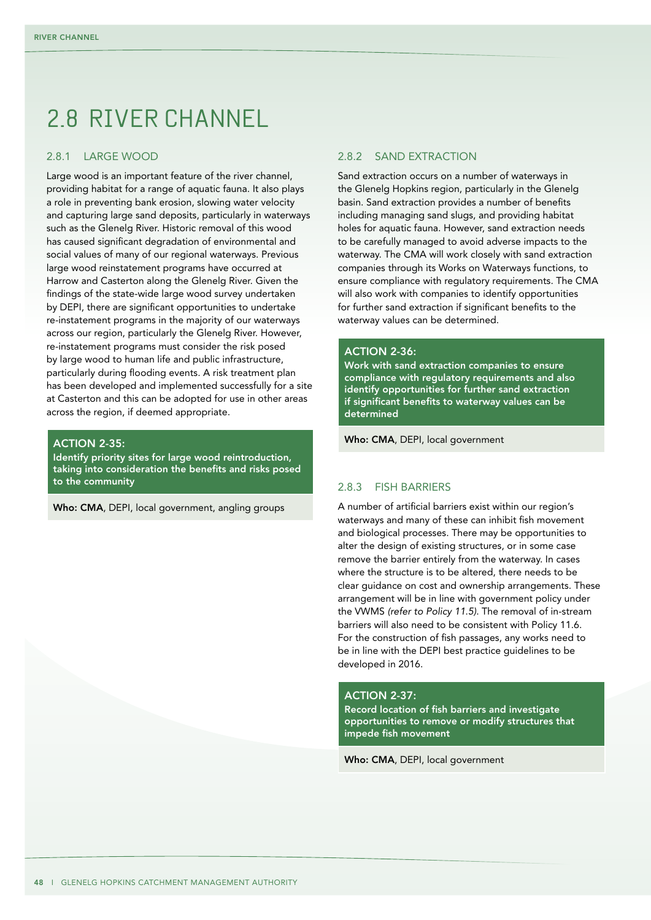# 2.8 RIVER CHANNEL

## 2.8.1 LARGE WOOD

Large wood is an important feature of the river channel, providing habitat for a range of aquatic fauna. It also plays a role in preventing bank erosion, slowing water velocity and capturing large sand deposits, particularly in waterways such as the Glenelg River. Historic removal of this wood has caused significant degradation of environmental and social values of many of our regional waterways. Previous large wood reinstatement programs have occurred at Harrow and Casterton along the Glenelg River. Given the findings of the state-wide large wood survey undertaken by DEPI, there are significant opportunities to undertake re-instatement programs in the majority of our waterways across our region, particularly the Glenelg River. However, re-instatement programs must consider the risk posed by large wood to human life and public infrastructure, particularly during flooding events. A risk treatment plan has been developed and implemented successfully for a site at Casterton and this can be adopted for use in other areas across the region, if deemed appropriate.

**ACTION 2-35:**
**Identify priority sites for large wood reintroduction, taking into consideration the benefits and risks posed to the community**

**Who: CMA**, DEPI, local government, angling groups

## 2.8.2 SAND EXTRACTION

Sand extraction occurs on a number of waterways in the Glenelg Hopkins region, particularly in the Glenelg basin. Sand extraction provides a number of benefits including managing sand slugs, and providing habitat holes for aquatic fauna. However, sand extraction needs to be carefully managed to avoid adverse impacts to the waterway. The CMA will work closely with sand extraction companies through its Works on Waterways functions, to ensure compliance with regulatory requirements. The CMA will also work with companies to identify opportunities for further sand extraction if significant benefits to the waterway values can be determined.

**ACTION 2-36:**
**Work with sand extraction companies to ensure compliance with regulatory requirements and also identify opportunities for further sand extraction if significant benefits to waterway values can be determined**

**Who: CMA**, DEPI, local government

## 2.8.3 FISH BARRIERS

A number of artificial barriers exist within our region's waterways and many of these can inhibit fish movement and biological processes. There may be opportunities to alter the design of existing structures, or in some case remove the barrier entirely from the waterway. In cases where the structure is to be altered, there needs to be clear guidance on cost and ownership arrangements. These arrangement will be in line with government policy under the VWMS *(refer to Policy 11.5)*. The removal of in-stream barriers will also need to be consistent with Policy 11.6. For the construction of fish passages, any works need to be in line with the DEPI best practice guidelines to be developed in 2016.

**ACTION 2-37:**
**Record location of fish barriers and investigate opportunities to remove or modify structures that impede fish movement**

**Who: CMA**, DEPI, local government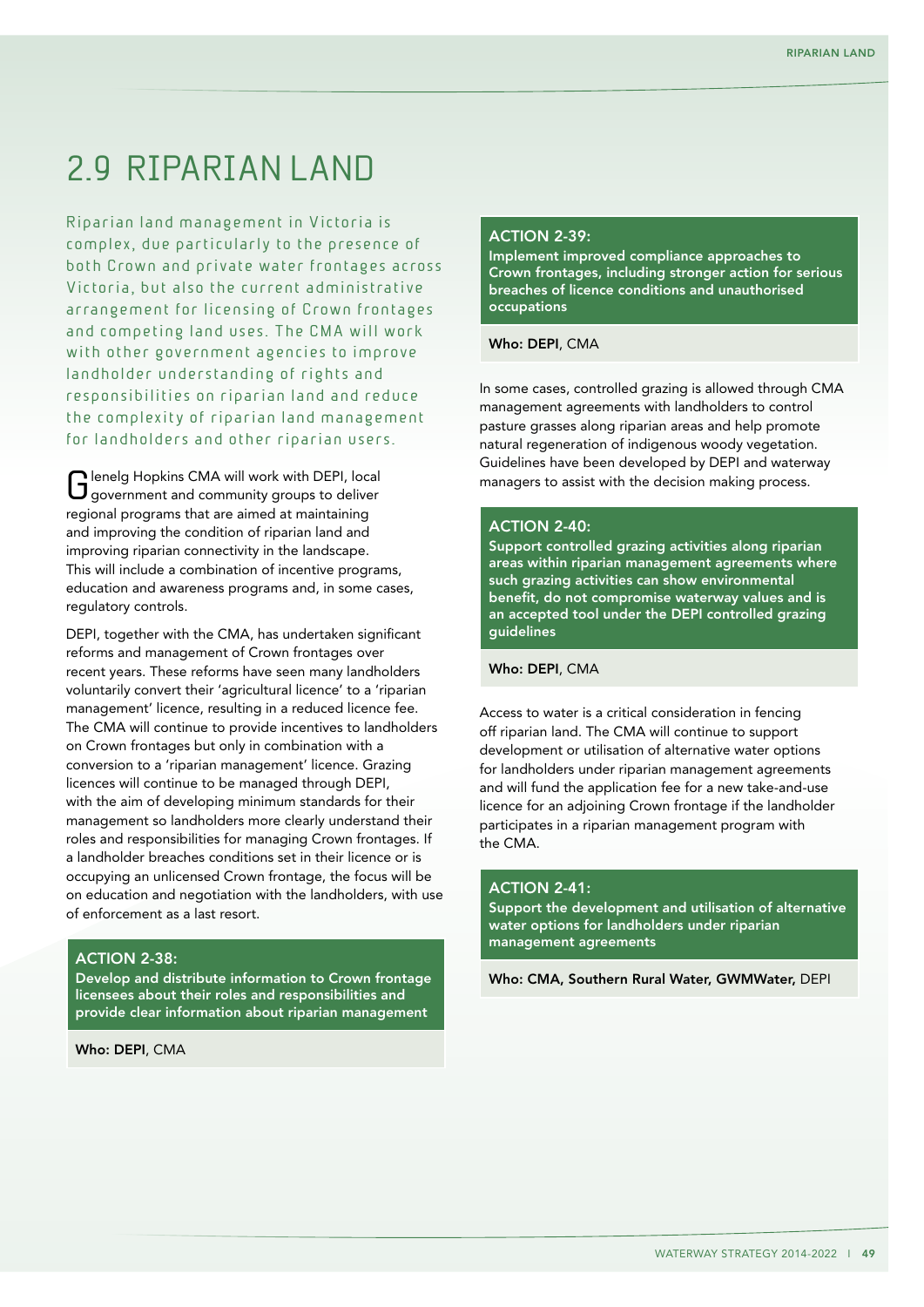## 2.9 RIPARIAN LAND

Riparian land management in Victoria is complex, due particularly to the presence of both Crown and private water frontages across Victoria, but also the current administrative arrangement for licensing of Crown frontages and competing land uses. The CMA will work with other government agencies to improve landholder understanding of rights and responsibilities on riparian land and reduce the complexity of riparian land management for landholders and other riparian users.

Glenelg Hopkins CMA will work with DEPI, local government and community groups to deliver regional programs that are aimed at maintaining and improving the condition of riparian land and improving riparian connectivity in the landscape. This will include a combination of incentive programs, education and awareness programs and, in some cases, regulatory controls.

DEPI, together with the CMA, has undertaken significant reforms and management of Crown frontages over recent years. These reforms have seen many landholders voluntarily convert their 'agricultural licence' to a 'riparian management' licence, resulting in a reduced licence fee. The CMA will continue to provide incentives to landholders on Crown frontages but only in combination with a conversion to a 'riparian management' licence. Grazing licences will continue to be managed through DEPI, with the aim of developing minimum standards for their management so landholders more clearly understand their roles and responsibilities for managing Crown frontages. If a landholder breaches conditions set in their licence or is occupying an unlicensed Crown frontage, the focus will be on education and negotiation with the landholders, with use of enforcement as a last resort.

**ACTION 2-38:**
**Develop and distribute information to Crown frontage licensees about their roles and responsibilities and provide clear information about riparian management**

**Who: DEPI**, CMA

**ACTION 2-39:**
**Implement improved compliance approaches to Crown frontages, including stronger action for serious breaches of licence conditions and unauthorised occupations**

**Who: DEPI**, CMA

In some cases, controlled grazing is allowed through CMA management agreements with landholders to control pasture grasses along riparian areas and help promote natural regeneration of indigenous woody vegetation. Guidelines have been developed by DEPI and waterway managers to assist with the decision making process.

**ACTION 2-40:**
**Support controlled grazing activities along riparian areas within riparian management agreements where such grazing activities can show environmental benefit, do not compromise waterway values and is an accepted tool under the DEPI controlled grazing guidelines**

**Who: DEPI**, CMA

Access to water is a critical consideration in fencing off riparian land. The CMA will continue to support development or utilisation of alternative water options for landholders under riparian management agreements and will fund the application fee for a new take-and-use licence for an adjoining Crown frontage if the landholder participates in a riparian management program with the CMA.

**ACTION 2-41:**
**Support the development and utilisation of alternative water options for landholders under riparian management agreements**

**Who: CMA, Southern Rural Water, GWMWater,** DEPI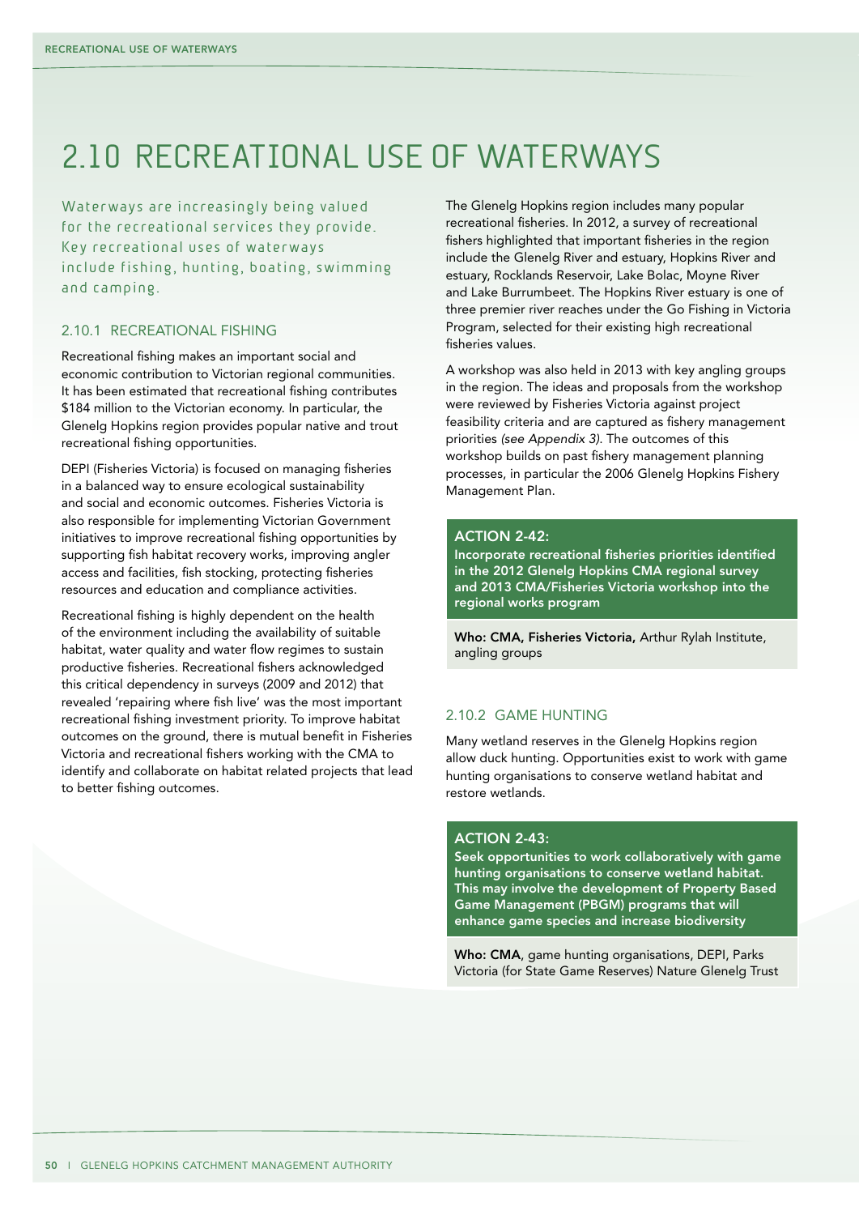# 2.10 RECREATIONAL USE OF WATERWAYS

Waterways are increasingly being valued for the recreational services they provide. Key recreational uses of waterways include fishing, hunting, boating, swimming and camping.

## 2.10.1 RECREATIONAL FISHING

Recreational fishing makes an important social and economic contribution to Victorian regional communities. It has been estimated that recreational fishing contributes $184 million to the Victorian economy. In particular, the Glenelg Hopkins region provides popular native and trout recreational fishing opportunities.

DEPI (Fisheries Victoria) is focused on managing fisheries in a balanced way to ensure ecological sustainability and social and economic outcomes. Fisheries Victoria is also responsible for implementing Victorian Government initiatives to improve recreational fishing opportunities by supporting fish habitat recovery works, improving angler access and facilities, fish stocking, protecting fisheries resources and education and compliance activities.

Recreational fishing is highly dependent on the health of the environment including the availability of suitable habitat, water quality and water flow regimes to sustain productive fisheries. Recreational fishers acknowledged this critical dependency in surveys (2009 and 2012) that revealed 'repairing where fish live' was the most important recreational fishing investment priority. To improve habitat outcomes on the ground, there is mutual benefit in Fisheries Victoria and recreational fishers working with the CMA to identify and collaborate on habitat related projects that lead to better fishing outcomes.

The Glenelg Hopkins region includes many popular recreational fisheries. In 2012, a survey of recreational fishers highlighted that important fisheries in the region include the Glenelg River and estuary, Hopkins River and estuary, Rocklands Reservoir, Lake Bolac, Moyne River and Lake Burrumbeet. The Hopkins River estuary is one of three premier river reaches under the Go Fishing in Victoria Program, selected for their existing high recreational fisheries values.

A workshop was also held in 2013 with key angling groups in the region. The ideas and proposals from the workshop were reviewed by Fisheries Victoria against project feasibility criteria and are captured as fishery management priorities *(see Appendix 3)*. The outcomes of this workshop builds on past fishery management planning processes, in particular the 2006 Glenelg Hopkins Fishery Management Plan.

**ACTION 2-42:**
**Incorporate recreational fisheries priorities identified in the 2012 Glenelg Hopkins CMA regional survey and 2013 CMA/Fisheries Victoria workshop into the regional works program**

**Who: CMA, Fisheries Victoria,** Arthur Rylah Institute, angling groups

## 2.10.2 GAME HUNTING

Many wetland reserves in the Glenelg Hopkins region allow duck hunting. Opportunities exist to work with game hunting organisations to conserve wetland habitat and restore wetlands.

**ACTION 2-43:**
**Seek opportunities to work collaboratively with game hunting organisations to conserve wetland habitat. This may involve the development of Property Based Game Management (PBGM) programs that will enhance game species and increase biodiversity**

**Who: CMA**, game hunting organisations, DEPI, Parks Victoria (for State Game Reserves) Nature Glenelg Trust